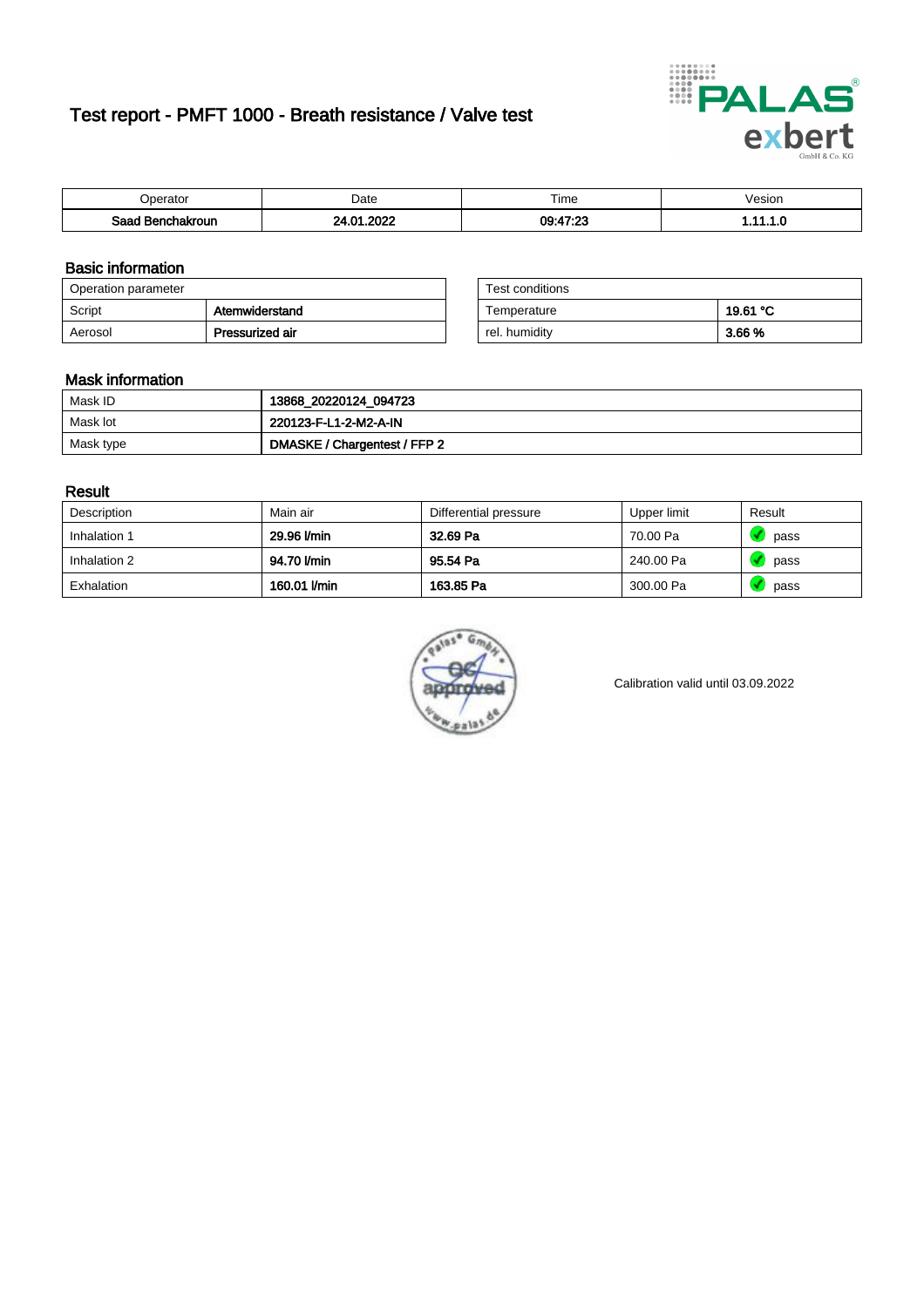# Test report - PMFT 1000 - Breath resistance / Valve test

| Operator | Date | Time | Vesion |
|---|---|---|---|
| **Saad Benchakroun** | **24.01.2022** | **09:47:23** | **1.11.1.0** |

## Basic information

| Operation parameter | |
|---|---|
| Script | **Atemwiderstand** |
| Aerosol | **Pressurized air** |

| Test conditions | |
|---|---|
| Temperature | **19.61 °C** |
| rel. humidity | **3.66 %** |

## Mask information

| | |
|---|---|
| Mask ID | **13868_20220124_094723** |
| Mask lot | **220123-F-L1-2-M2-A-IN** |
| Mask type | **DMASKE / Chargentest / FFP 2** |

## Result

| Description | Main air | Differential pressure | Upper limit | Result |
|---|---|---|---|---|
| Inhalation 1 | **29.96 l/min** | **32.69 Pa** | 70.00 Pa | pass |
| Inhalation 2 | **94.70 l/min** | **95.54 Pa** | 240.00 Pa | pass |
| Exhalation | **160.01 l/min** | **163.85 Pa** | 300.00 Pa | pass |

Calibration valid until 03.09.2022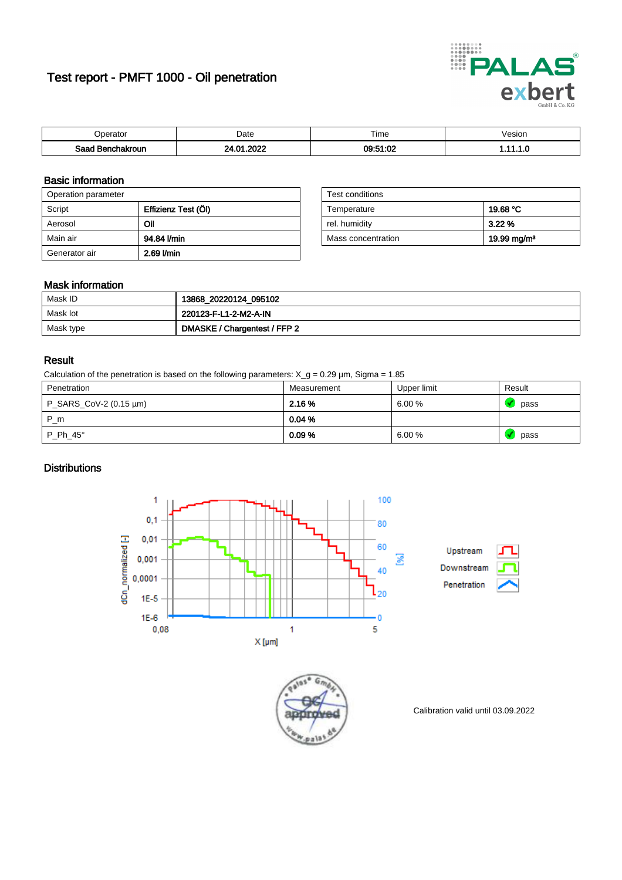# Test report - PMFT 1000 - Oil penetration

PALAS exbert GmbH & Co. KG

| Operator | Date | Time | Vesion |
|---|---|---|---|
| **Saad Benchakroun** | **24.01.2022** | **09:51:02** | **1.11.1.0** |

## Basic information

| Operation parameter | |
|---|---|
| Script | **Effizienz Test (Öl)** |
| Aerosol | **Oil** |
| Main air | **94.84 l/min** |
| Generator air | **2.69 l/min** |

| Test conditions | |
|---|---|
| Temperature | **19.68 °C** |
| rel. humidity | **3.22 %** |
| Mass concentration | **19.99 mg/m³** |

## Mask information

| | |
|---|---|
| Mask ID | **13868_20220124_095102** |
| Mask lot | **220123-F-L1-2-M2-A-IN** |
| Mask type | **DMASKE / Chargentest / FFP 2** |

## Result

Calculation of the penetration is based on the following parameters: X_g = 0.29 µm, Sigma = 1.85

| Penetration | Measurement | Upper limit | Result |
|---|---|---|---|
| P_SARS_CoV-2 (0.15 µm) | **2.16 %** | 6.00 % | pass |
| P_m | **0.04 %** | | |
| P_Ph_45° | **0.09 %** | 6.00 % | pass |

## Distributions

dCn_normalized [-]
1
0,1
0,01
0,001
0,0001
1E-5
1E-6
0,08
1
5
X [µm]
[%]
100
80
60
40
20
0
Upstream
Downstream
Penetration

Palas® GmbH QC approved www.palas.de

Calibration valid until 03.09.2022